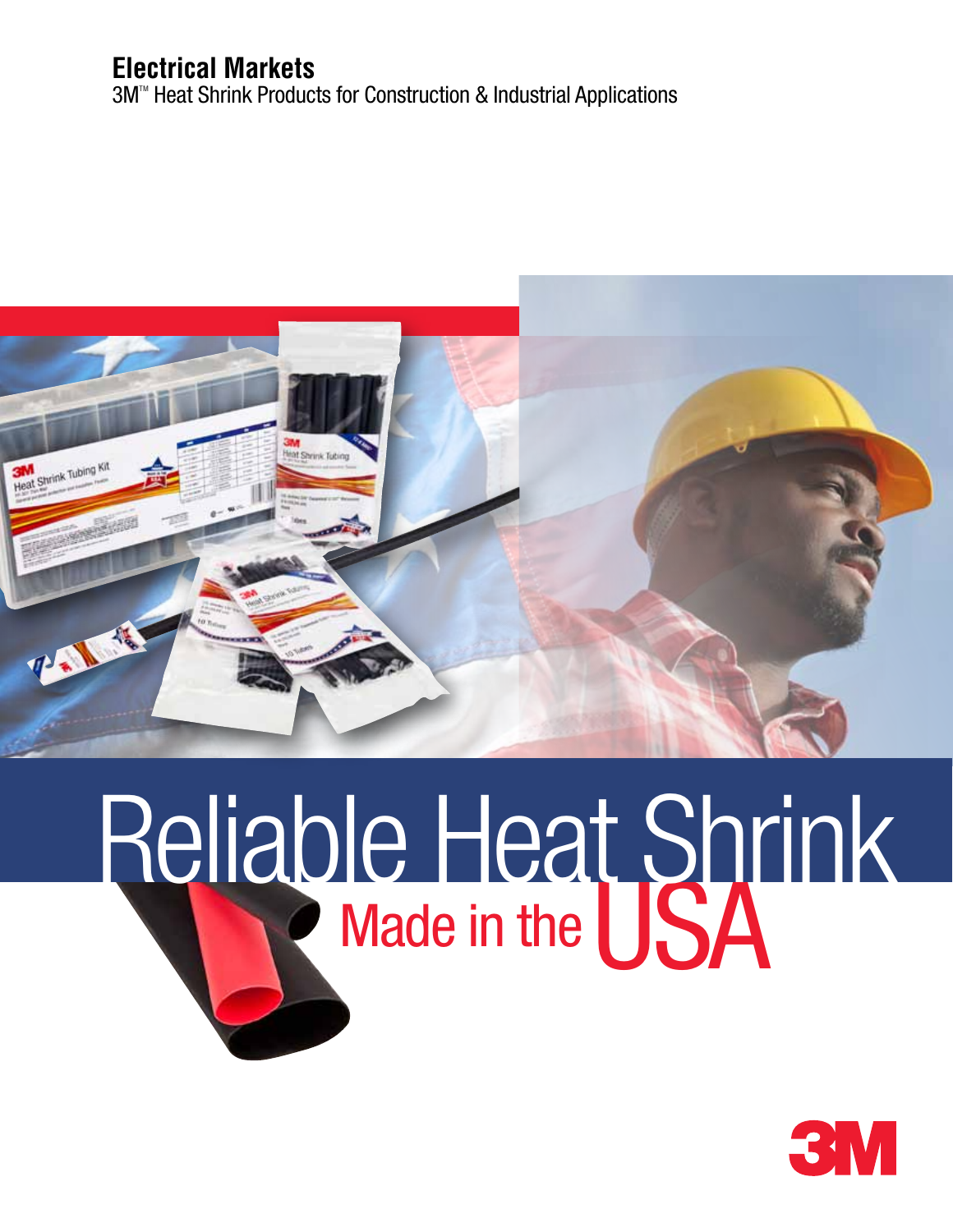**Electrical Markets**

3M™ Heat Shrink Products for Construction & Industrial Applications

# Reliable Heat Shrink

## Made in the USA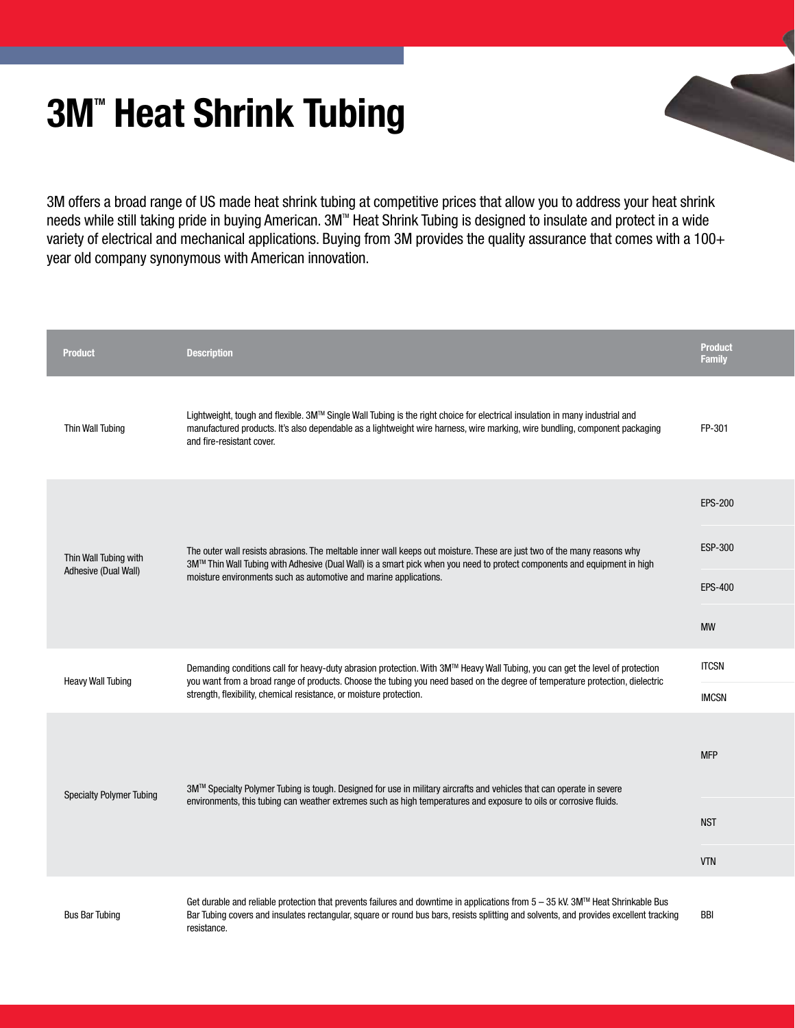# 3M™ Heat Shrink Tubing

3M offers a broad range of US made heat shrink tubing at competitive prices that allow you to address your heat shrink needs while still taking pride in buying American. 3M™ Heat Shrink Tubing is designed to insulate and protect in a wide variety of electrical and mechanical applications. Buying from 3M provides the quality assurance that comes with a 100+ year old company synonymous with American innovation.

| Product | Description | Product Family |
|---|---|---|
| Thin Wall Tubing | Lightweight, tough and flexible. 3M™ Single Wall Tubing is the right choice for electrical insulation in many industrial and manufactured products. It's also dependable as a lightweight wire harness, wire marking, wire bundling, component packaging and fire-resistant cover. | FP-301 |
| Thin Wall Tubing with Adhesive (Dual Wall) | The outer wall resists abrasions. The meltable inner wall keeps out moisture. These are just two of the many reasons why 3M™ Thin Wall Tubing with Adhesive (Dual Wall) is a smart pick when you need to protect components and equipment in high moisture environments such as automotive and marine applications. | EPS-200 |
| | | ESP-300 |
| | | EPS-400 |
| | | MW |
| Heavy Wall Tubing | Demanding conditions call for heavy-duty abrasion protection. With 3M™ Heavy Wall Tubing, you can get the level of protection you want from a broad range of products. Choose the tubing you need based on the degree of temperature protection, dielectric strength, flexibility, chemical resistance, or moisture protection. | ITCSN |
| | | IMCSN |
| Specialty Polymer Tubing | 3M™ Specialty Polymer Tubing is tough. Designed for use in military aircrafts and vehicles that can operate in severe environments, this tubing can weather extremes such as high temperatures and exposure to oils or corrosive fluids. | MFP |
| | | NST |
| | | VTN |
| Bus Bar Tubing | Get durable and reliable protection that prevents failures and downtime in applications from 5 – 35 kV. 3M™ Heat Shrinkable Bus Bar Tubing covers and insulates rectangular, square or round bus bars, resists splitting and solvents, and provides excellent tracking resistance. | BBI |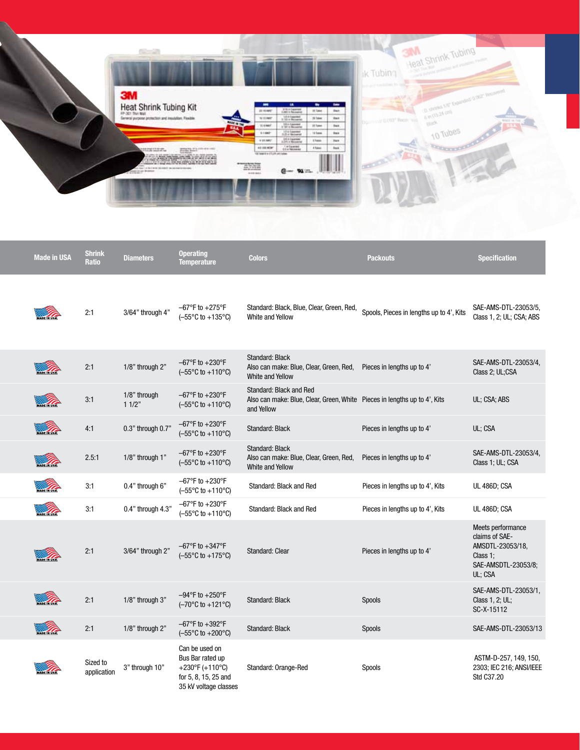| Made in USA | Shrink Ratio | Diameters | Operating Temperature | Colors | Packouts | Specification |
|---|---|---|---|---|---|---|
| MADE IN USA | 2:1 | 3/64" through 4" | –67°F to +275°F (–55°C to +135°C) | Standard: Black, Blue, Clear, Green, Red, White and Yellow | Spools, Pieces in lengths up to 4', Kits | SAE-AMS-DTL-23053/5, Class 1, 2; UL; CSA; ABS |
| MADE IN USA | 2:1 | 1/8" through 2" | –67°F to +230°F (–55°C to +110°C) | Standard: Black Also can make: Blue, Clear, Green, Red, White and Yellow | Pieces in lengths up to 4' | SAE-AMS-DTL-23053/4, Class 2; UL;CSA |
| MADE IN USA | 3:1 | 1/8" through 1 1/2" | –67°F to +230°F (–55°C to +110°C) | Standard: Black and Red Also can make: Blue, Clear, Green, White and Yellow | Pieces in lengths up to 4', Kits | UL; CSA; ABS |
| MADE IN USA | 4:1 | 0.3" through 0.7" | –67°F to +230°F (–55°C to +110°C) | Standard: Black | Pieces in lengths up to 4' | UL; CSA |
| MADE IN USA | 2.5:1 | 1/8" through 1" | –67°F to +230°F (–55°C to +110°C) | Standard: Black Also can make: Blue, Clear, Green, Red, White and Yellow | Pieces in lengths up to 4' | SAE-AMS-DTL-23053/4, Class 1; UL; CSA |
| MADE IN USA | 3:1 | 0.4" through 6" | –67°F to +230°F (–55°C to +110°C) | Standard: Black and Red | Pieces in lengths up to 4', Kits | UL 486D; CSA |
| MADE IN USA | 3:1 | 0.4" through 4.3" | –67°F to +230°F (–55°C to +110°C) | Standard: Black and Red | Pieces in lengths up to 4', Kits | UL 486D; CSA |
| MADE IN USA | 2:1 | 3/64" through 2" | –67°F to +347°F (–55°C to +175°C) | Standard: Clear | Pieces in lengths up to 4' | Meets performance claims of SAE-AMSDTL-23053/18, Class 1; SAE-AMSDTL-23053/8; UL; CSA |
| MADE IN USA | 2:1 | 1/8" through 3" | –94°F to +250°F (–70°C to +121°C) | Standard: Black | Spools | SAE-AMS-DTL-23053/1, Class 1, 2; UL; SC-X-15112 |
| MADE IN USA | 2:1 | 1/8" through 2" | –67°F to +392°F (–55°C to +200°C) | Standard: Black | Spools | SAE-AMS-DTL-23053/13 |
| MADE IN USA | Sized to application | 3" through 10" | Can be used on Bus Bar rated up +230°F (+110°C) for 5, 8, 15, 25 and 35 kV voltage classes | Standard: Orange-Red | Spools | ASTM-D-257, 149, 150, 2303; IEC 216; ANSI/IEEE Std C37.20 |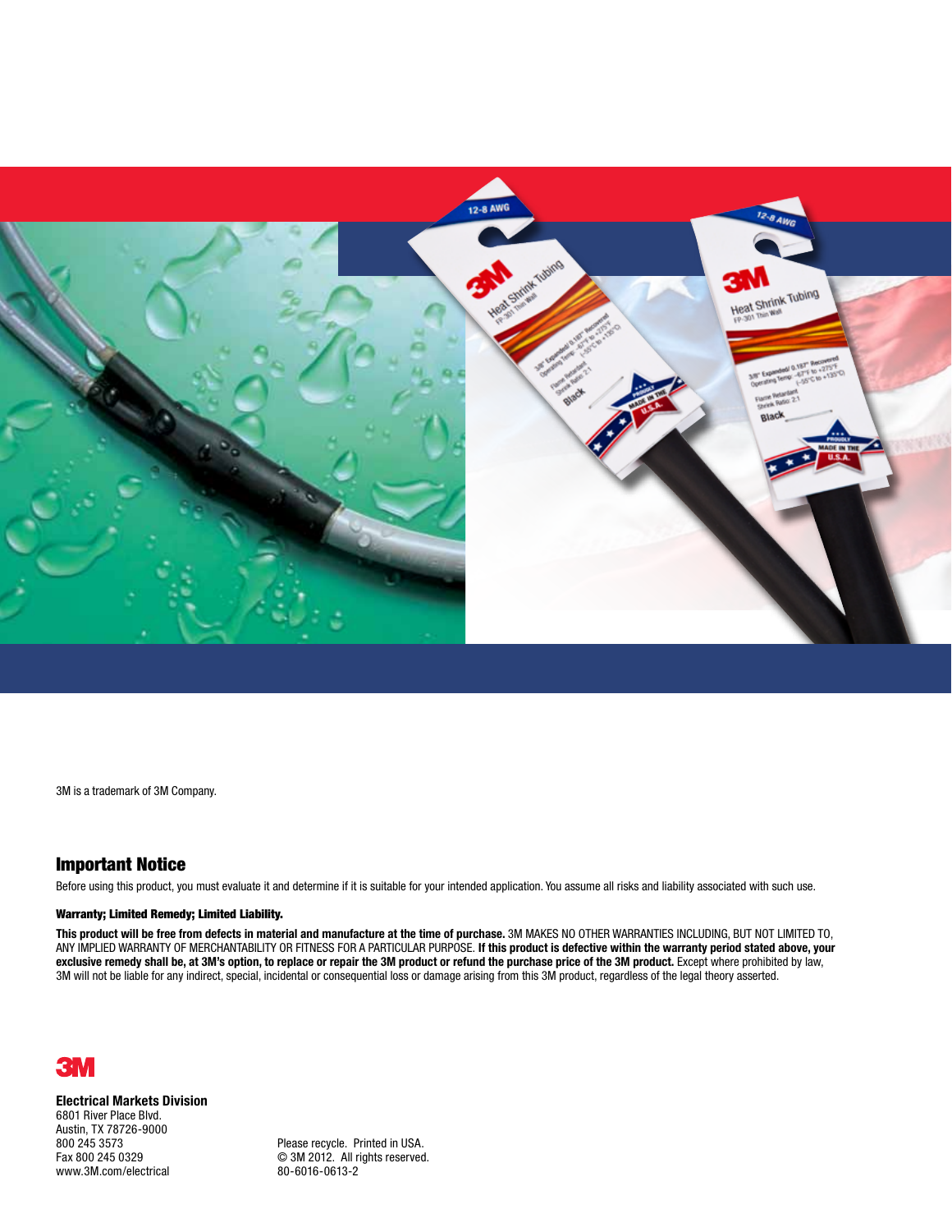3M is a trademark of 3M Company.

## Important Notice

Before using this product, you must evaluate it and determine if it is suitable for your intended application. You assume all risks and liability associated with such use.

#### Warranty; Limited Remedy; Limited Liability.

**This product will be free from defects in material and manufacture at the time of purchase.** 3M MAKES NO OTHER WARRANTIES INCLUDING, BUT NOT LIMITED TO, ANY IMPLIED WARRANTY OF MERCHANTABILITY OR FITNESS FOR A PARTICULAR PURPOSE. **If this product is defective within the warranty period stated above, your exclusive remedy shall be, at 3M's option, to replace or repair the 3M product or refund the purchase price of the 3M product.** Except where prohibited by law, 3M will not be liable for any indirect, special, incidental or consequential loss or damage arising from this 3M product, regardless of the legal theory asserted.

3M

**Electrical Markets Division**
6801 River Place Blvd.
Austin, TX 78726-9000
800 245 3573
Fax 800 245 0329
www.3M.com/electrical

Please recycle. Printed in USA.
© 3M 2012. All rights reserved.
80-6016-0613-2